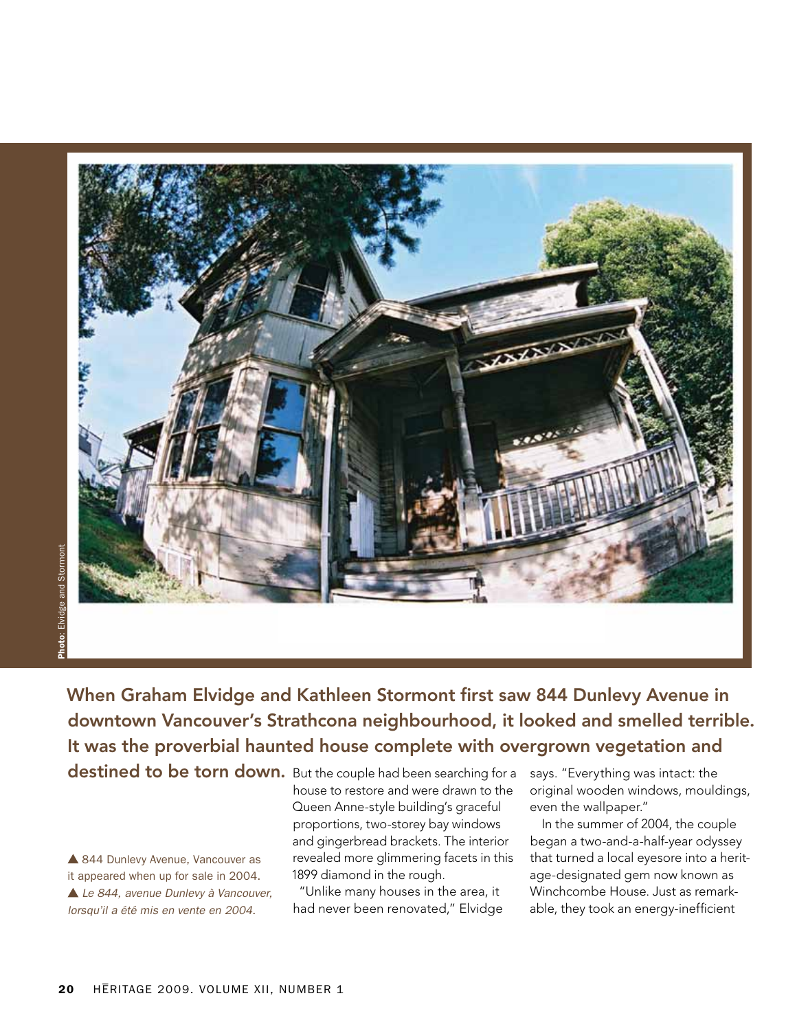Photo: Elvidge and Stormont

▲ 844 Dunlevy Avenue, Vancouver as it appeared when up for sale in 2004.

▲ *Le 844, avenue Dunlevy à Vancouver, lorsqu'il a été mis en vente en 2004.*

**When Graham Elvidge and Kathleen Stormont first saw 844 Dunlevy Avenue in downtown Vancouver's Strathcona neighbourhood, it looked and smelled terrible. It was the proverbial haunted house complete with overgrown vegetation and destined to be torn down.** But the couple had been searching for a house to restore and were drawn to the Queen Anne-style building's graceful proportions, two-storey bay windows and gingerbread brackets. The interior revealed more glimmering facets in this 1899 diamond in the rough.

"Unlike many houses in the area, it had never been renovated," Elvidge says. "Everything was intact: the original wooden windows, mouldings, even the wallpaper."

In the summer of 2004, the couple began a two-and-a-half-year odyssey that turned a local eyesore into a heritage-designated gem now known as Winchcombe House. Just as remarkable, they took an energy-inefficient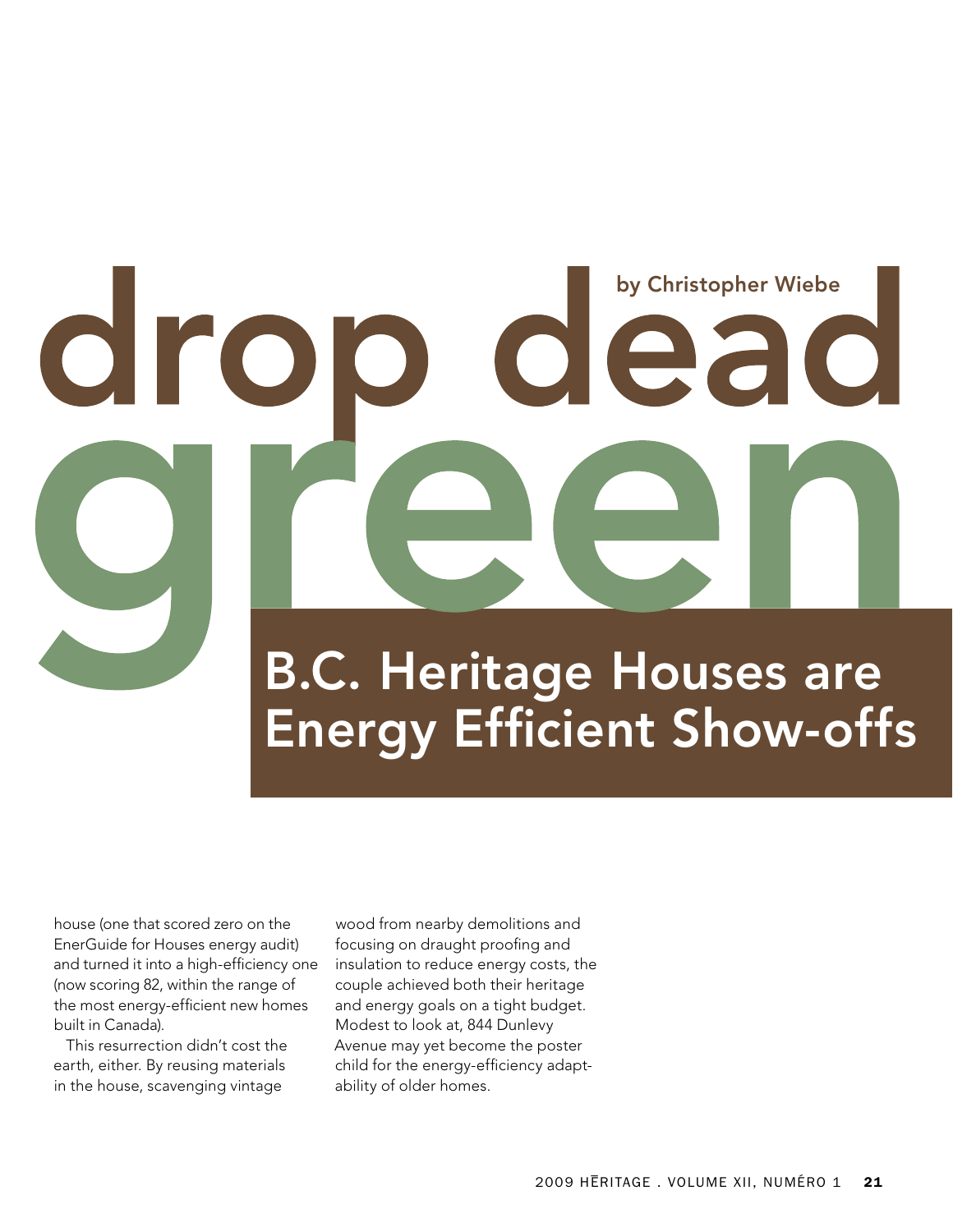# drop dead green

by Christopher Wiebe

## B.C. Heritage Houses are Energy Efficient Show-offs

house (one that scored zero on the EnerGuide for Houses energy audit) and turned it into a high-efficiency one (now scoring 82, within the range of the most energy-efficient new homes built in Canada).

This resurrection didn't cost the earth, either. By reusing materials in the house, scavenging vintage wood from nearby demolitions and focusing on draught proofing and insulation to reduce energy costs, the couple achieved both their heritage and energy goals on a tight budget. Modest to look at, 844 Dunlevy Avenue may yet become the poster child for the energy-efficiency adaptability of older homes.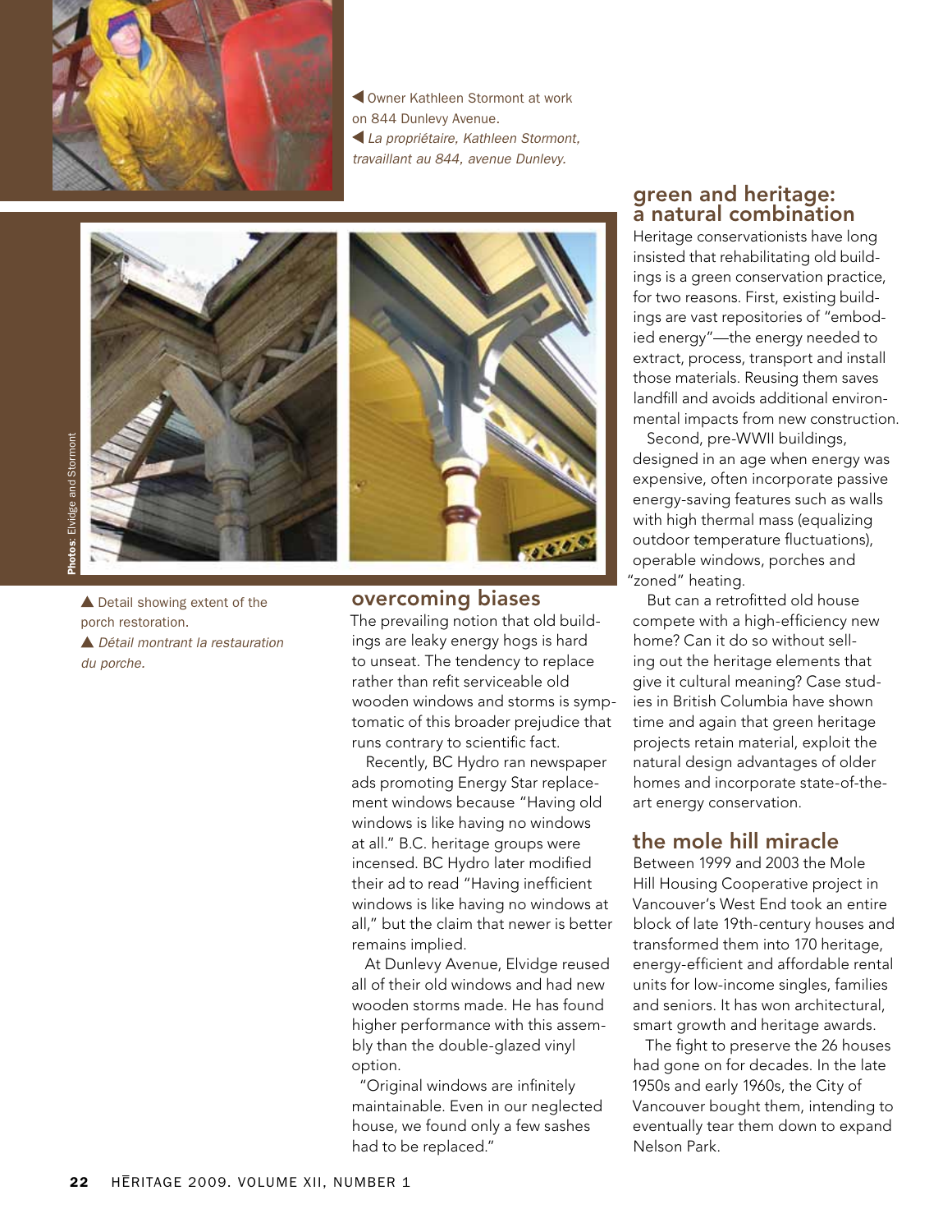◀ Owner Kathleen Stormont at work on 844 Dunlevy Avenue.
◀ *La propriétaire, Kathleen Stormont, travaillant au 844, avenue Dunlevy.*

**Photos:** Elvidge and Stormont

▲ Detail showing extent of the porch restoration.
▲ *Détail montrant la restauration du porche.*

## overcoming biases

The prevailing notion that old buildings are leaky energy hogs is hard to unseat. The tendency to replace rather than refit serviceable old wooden windows and storms is symptomatic of this broader prejudice that runs contrary to scientific fact.

Recently, BC Hydro ran newspaper ads promoting Energy Star replacement windows because "Having old windows is like having no windows at all." B.C. heritage groups were incensed. BC Hydro later modified their ad to read "Having inefficient windows is like having no windows at all," but the claim that newer is better remains implied.

At Dunlevy Avenue, Elvidge reused all of their old windows and had new wooden storms made. He has found higher performance with this assembly than the double-glazed vinyl option.

"Original windows are infinitely maintainable. Even in our neglected house, we found only a few sashes had to be replaced."

## green and heritage: a natural combination

Heritage conservationists have long insisted that rehabilitating old buildings is a green conservation practice, for two reasons. First, existing buildings are vast repositories of "embodied energy"—the energy needed to extract, process, transport and install those materials. Reusing them saves landfill and avoids additional environmental impacts from new construction.

Second, pre-WWII buildings, designed in an age when energy was expensive, often incorporate passive energy-saving features such as walls with high thermal mass (equalizing outdoor temperature fluctuations), operable windows, porches and "zoned" heating.

But can a retrofitted old house compete with a high-efficiency new home? Can it do so without selling out the heritage elements that give it cultural meaning? Case studies in British Columbia have shown time and again that green heritage projects retain material, exploit the natural design advantages of older homes and incorporate state-of-the-art energy conservation.

## the mole hill miracle

Between 1999 and 2003 the Mole Hill Housing Cooperative project in Vancouver's West End took an entire block of late 19th-century houses and transformed them into 170 heritage, energy-efficient and affordable rental units for low-income singles, families and seniors. It has won architectural, smart growth and heritage awards.

The fight to preserve the 26 houses had gone on for decades. In the late 1950s and early 1960s, the City of Vancouver bought them, intending to eventually tear them down to expand Nelson Park.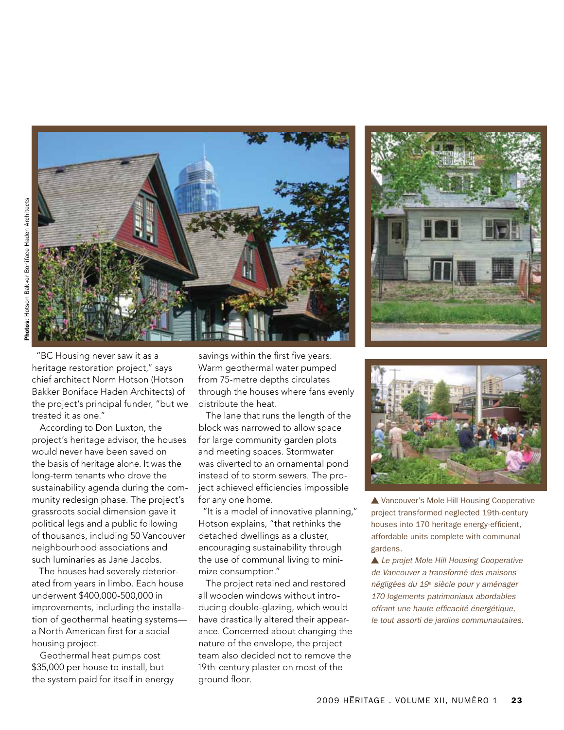Photos: Hotson Bakker Boniface Haden Architects

"BC Housing never saw it as a heritage restoration project," says chief architect Norm Hotson (Hotson Bakker Boniface Haden Architects) of the project's principal funder, "but we treated it as one."

According to Don Luxton, the project's heritage advisor, the houses would never have been saved on the basis of heritage alone. It was the long-term tenants who drove the sustainability agenda during the community redesign phase. The project's grassroots social dimension gave it political legs and a public following of thousands, including 50 Vancouver neighbourhood associations and such luminaries as Jane Jacobs.

The houses had severely deteriorated from years in limbo. Each house underwent $400,000-500,000 in improvements, including the installation of geothermal heating systems—a North American first for a social housing project.

Geothermal heat pumps cost $35,000 per house to install, but the system paid for itself in energy savings within the first five years. Warm geothermal water pumped from 75-metre depths circulates through the houses where fans evenly distribute the heat.

The lane that runs the length of the block was narrowed to allow space for large community garden plots and meeting spaces. Stormwater was diverted to an ornamental pond instead of to storm sewers. The project achieved efficiencies impossible for any one home.

"It is a model of innovative planning," Hotson explains, "that rethinks the detached dwellings as a cluster, encouraging sustainability through the use of communal living to minimize consumption."

The project retained and restored all wooden windows without introducing double-glazing, which would have drastically altered their appearance. Concerned about changing the nature of the envelope, the project team also decided not to remove the 19th-century plaster on most of the ground floor.

▲ Vancouver's Mole Hill Housing Cooperative project transformed neglected 19th-century houses into 170 heritage energy-efficient, affordable units complete with communal gardens.

▲ *Le projet Mole Hill Housing Cooperative de Vancouver a transformé des maisons négligées du 19e siècle pour y aménager 170 logements patrimoniaux abordables offrant une haute efficacité énergétique, le tout assorti de jardins communautaires.*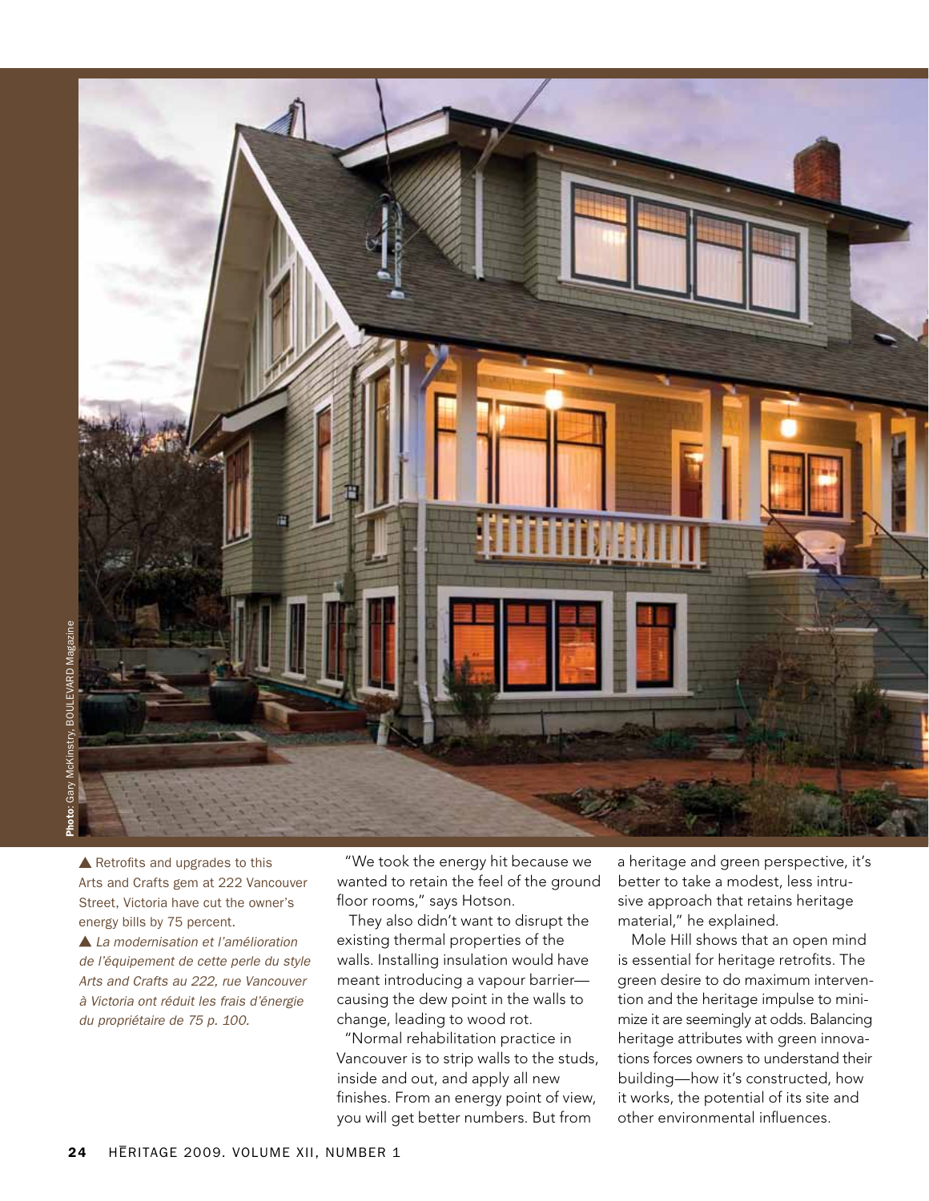Photo: Gary McKinstry, BOULEVARD Magazine

▲ Retrofits and upgrades to this Arts and Crafts gem at 222 Vancouver Street, Victoria have cut the owner's energy bills by 75 percent.

▲ *La modernisation et l'amélioration de l'équipement de cette perle du style Arts and Crafts au 222, rue Vancouver à Victoria ont réduit les frais d'énergie du propriétaire de 75 p. 100.*

"We took the energy hit because we wanted to retain the feel of the ground floor rooms," says Hotson.

They also didn't want to disrupt the existing thermal properties of the walls. Installing insulation would have meant introducing a vapour barrier—causing the dew point in the walls to change, leading to wood rot.

"Normal rehabilitation practice in Vancouver is to strip walls to the studs, inside and out, and apply all new finishes. From an energy point of view, you will get better numbers. But from a heritage and green perspective, it's better to take a modest, less intrusive approach that retains heritage material," he explained.

Mole Hill shows that an open mind is essential for heritage retrofits. The green desire to do maximum intervention and the heritage impulse to minimize it are seemingly at odds. Balancing heritage attributes with green innovations forces owners to understand their building—how it's constructed, how it works, the potential of its site and other environmental influences.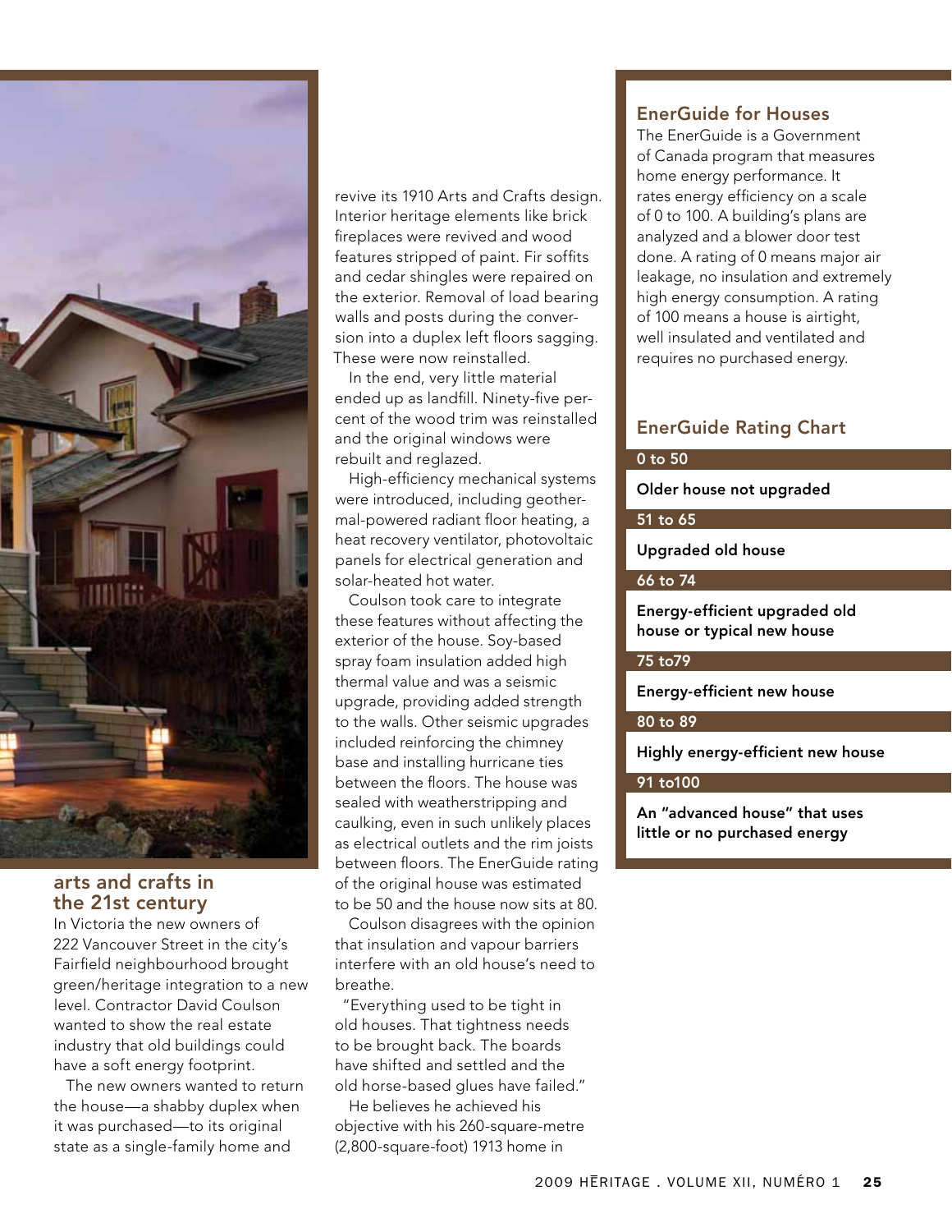## arts and crafts in the 21st century

In Victoria the new owners of 222 Vancouver Street in the city's Fairfield neighbourhood brought green/heritage integration to a new level. Contractor David Coulson wanted to show the real estate industry that old buildings could have a soft energy footprint.

The new owners wanted to return the house—a shabby duplex when it was purchased—to its original state as a single-family home and revive its 1910 Arts and Crafts design. Interior heritage elements like brick fireplaces were revived and wood features stripped of paint. Fir soffits and cedar shingles were repaired on the exterior. Removal of load bearing walls and posts during the conversion into a duplex left floors sagging. These were now reinstalled.

In the end, very little material ended up as landfill. Ninety-five percent of the wood trim was reinstalled and the original windows were rebuilt and reglazed.

High-efficiency mechanical systems were introduced, including geothermal-powered radiant floor heating, a heat recovery ventilator, photovoltaic panels for electrical generation and solar-heated hot water.

Coulson took care to integrate these features without affecting the exterior of the house. Soy-based spray foam insulation added high thermal value and was a seismic upgrade, providing added strength to the walls. Other seismic upgrades included reinforcing the chimney base and installing hurricane ties between the floors. The house was sealed with weatherstripping and caulking, even in such unlikely places as electrical outlets and the rim joists between floors. The EnerGuide rating of the original house was estimated to be 50 and the house now sits at 80.

Coulson disagrees with the opinion that insulation and vapour barriers interfere with an old house's need to breathe.

"Everything used to be tight in old houses. That tightness needs to be brought back. The boards have shifted and settled and the old horse-based glues have failed."

He believes he achieved his objective with his 260-square-metre (2,800-square-foot) 1913 home in

### EnerGuide for Houses

The EnerGuide is a Government of Canada program that measures home energy performance. It rates energy efficiency on a scale of 0 to 100. A building's plans are analyzed and a blower door test done. A rating of 0 means major air leakage, no insulation and extremely high energy consumption. A rating of 100 means a house is airtight, well insulated and ventilated and requires no purchased energy.

### EnerGuide Rating Chart

| Rating | Description |
|---|---|
| 0 to 50 | **Older house not upgraded** |
| 51 to 65 | **Upgraded old house** |
| 66 to 74 | **Energy-efficient upgraded old house or typical new house** |
| 75 to79 | **Energy-efficient new house** |
| 80 to 89 | **Highly energy-efficient new house** |
| 91 to100 | **An "advanced house" that uses little or no purchased energy** |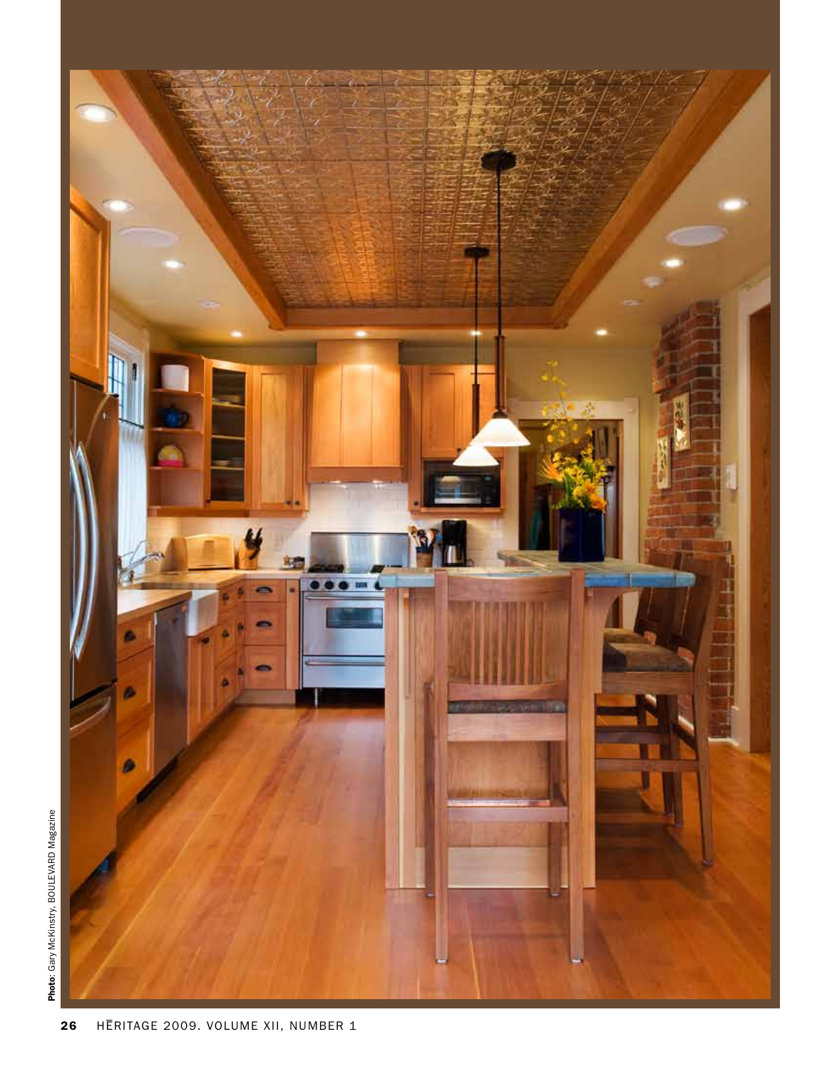**Photo**: Gary McKinstry, BOULEVARD Magazine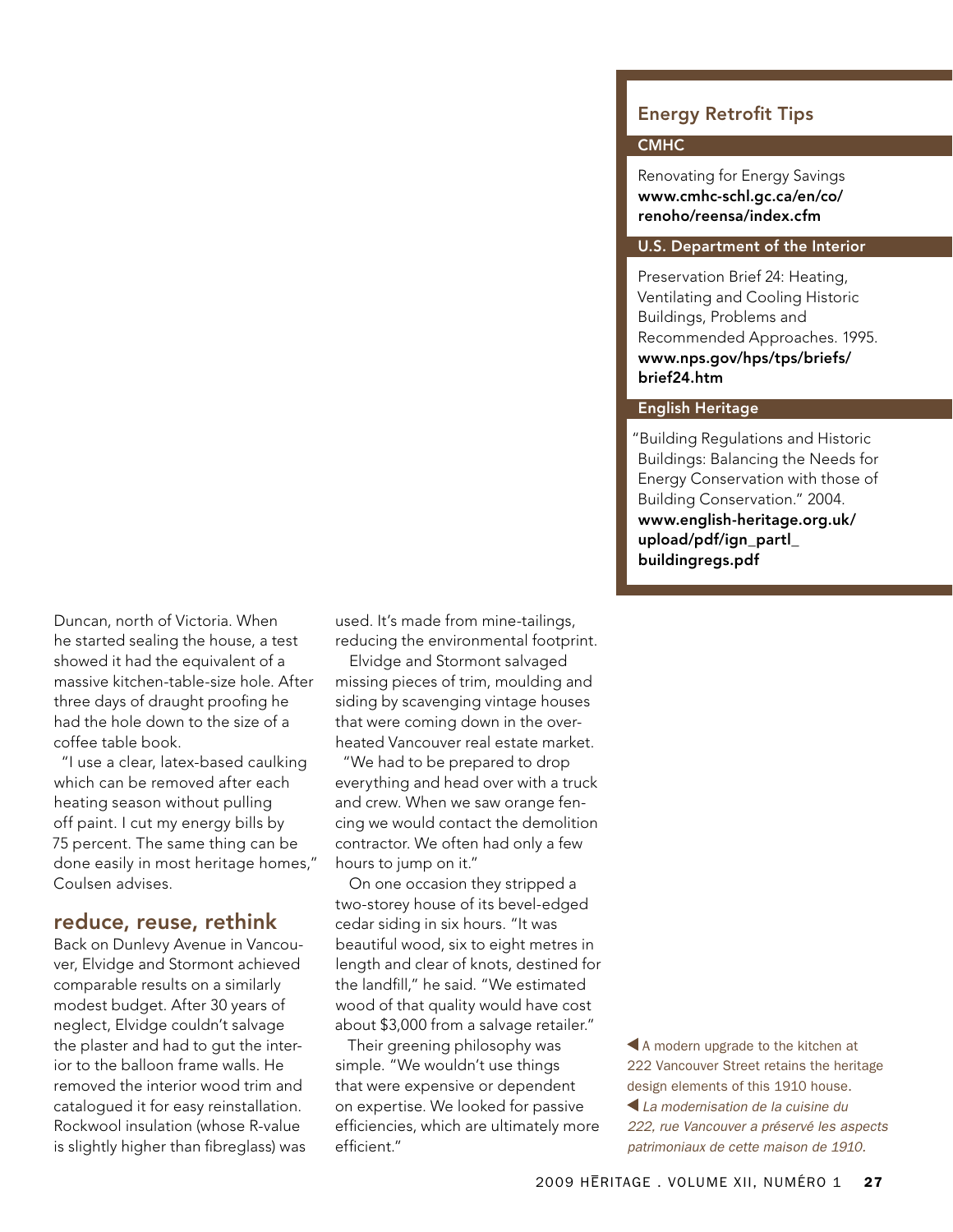## Energy Retrofit Tips

**CMHC**

Renovating for Energy Savings
**www.cmhc-schl.gc.ca/en/co/renoho/reensa/index.cfm**

**U.S. Department of the Interior**

Preservation Brief 24: Heating, Ventilating and Cooling Historic Buildings, Problems and Recommended Approaches. 1995.
**www.nps.gov/hps/tps/briefs/brief24.htm**

**English Heritage**

"Building Regulations and Historic Buildings: Balancing the Needs for Energy Conservation with those of Building Conservation." 2004.
**www.english-heritage.org.uk/upload/pdf/ign_partl_buildingregs.pdf**

Duncan, north of Victoria. When he started sealing the house, a test showed it had the equivalent of a massive kitchen-table-size hole. After three days of draught proofing he had the hole down to the size of a coffee table book.

"I use a clear, latex-based caulking which can be removed after each heating season without pulling off paint. I cut my energy bills by 75 percent. The same thing can be done easily in most heritage homes," Coulsen advises.

## reduce, reuse, rethink

Back on Dunlevy Avenue in Vancouver, Elvidge and Stormont achieved comparable results on a similarly modest budget. After 30 years of neglect, Elvidge couldn't salvage the plaster and had to gut the interior to the balloon frame walls. He removed the interior wood trim and catalogued it for easy reinstallation. Rockwool insulation (whose R-value is slightly higher than fibreglass) was used. It's made from mine-tailings, reducing the environmental footprint.

Elvidge and Stormont salvaged missing pieces of trim, moulding and siding by scavenging vintage houses that were coming down in the overheated Vancouver real estate market.

"We had to be prepared to drop everything and head over with a truck and crew. When we saw orange fencing we would contact the demolition contractor. We often had only a few hours to jump on it."

On one occasion they stripped a two-storey house of its bevel-edged cedar siding in six hours. "It was beautiful wood, six to eight metres in length and clear of knots, destined for the landfill," he said. "We estimated wood of that quality would have cost about $3,000 from a salvage retailer."

Their greening philosophy was simple. "We wouldn't use things that were expensive or dependent on expertise. We looked for passive efficiencies, which are ultimately more efficient."

◀ A modern upgrade to the kitchen at 222 Vancouver Street retains the heritage design elements of this 1910 house.

◀ *La modernisation de la cuisine du 222, rue Vancouver a préservé les aspects patrimoniaux de cette maison de 1910.*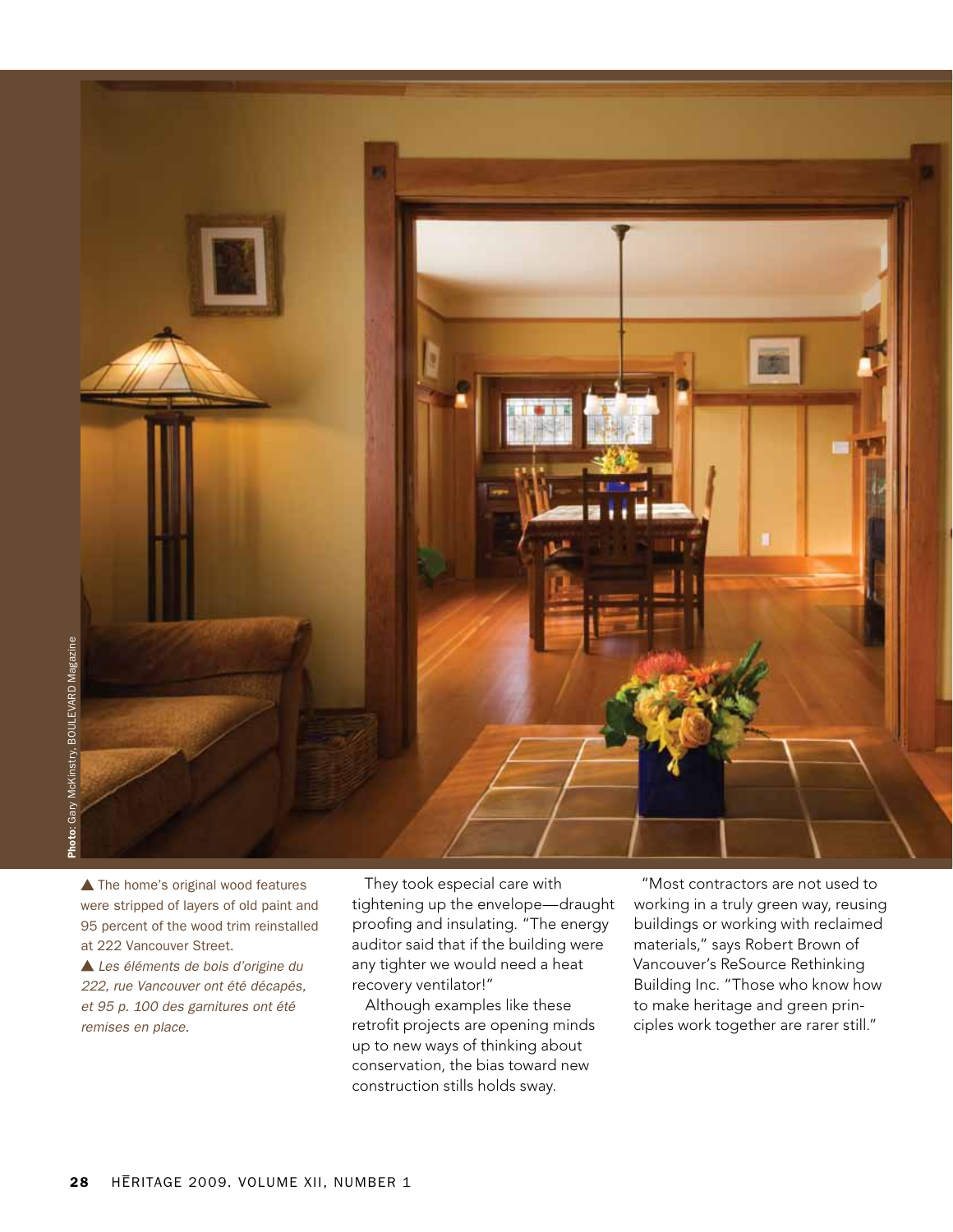Photo: Gary McKinstry, BOULEVARD Magazine

▲ The home's original wood features were stripped of layers of old paint and 95 percent of the wood trim reinstalled at 222 Vancouver Street.

▲ *Les éléments de bois d'origine du 222, rue Vancouver ont été décapés, et 95 p. 100 des garnitures ont été remises en place.*

They took especial care with tightening up the envelope—draught proofing and insulating. "The energy auditor said that if the building were any tighter we would need a heat recovery ventilator!"

Although examples like these retrofit projects are opening minds up to new ways of thinking about conservation, the bias toward new construction stills holds sway.

"Most contractors are not used to working in a truly green way, reusing buildings or working with reclaimed materials," says Robert Brown of Vancouver's ReSource Rethinking Building Inc. "Those who know how to make heritage and green principles work together are rarer still."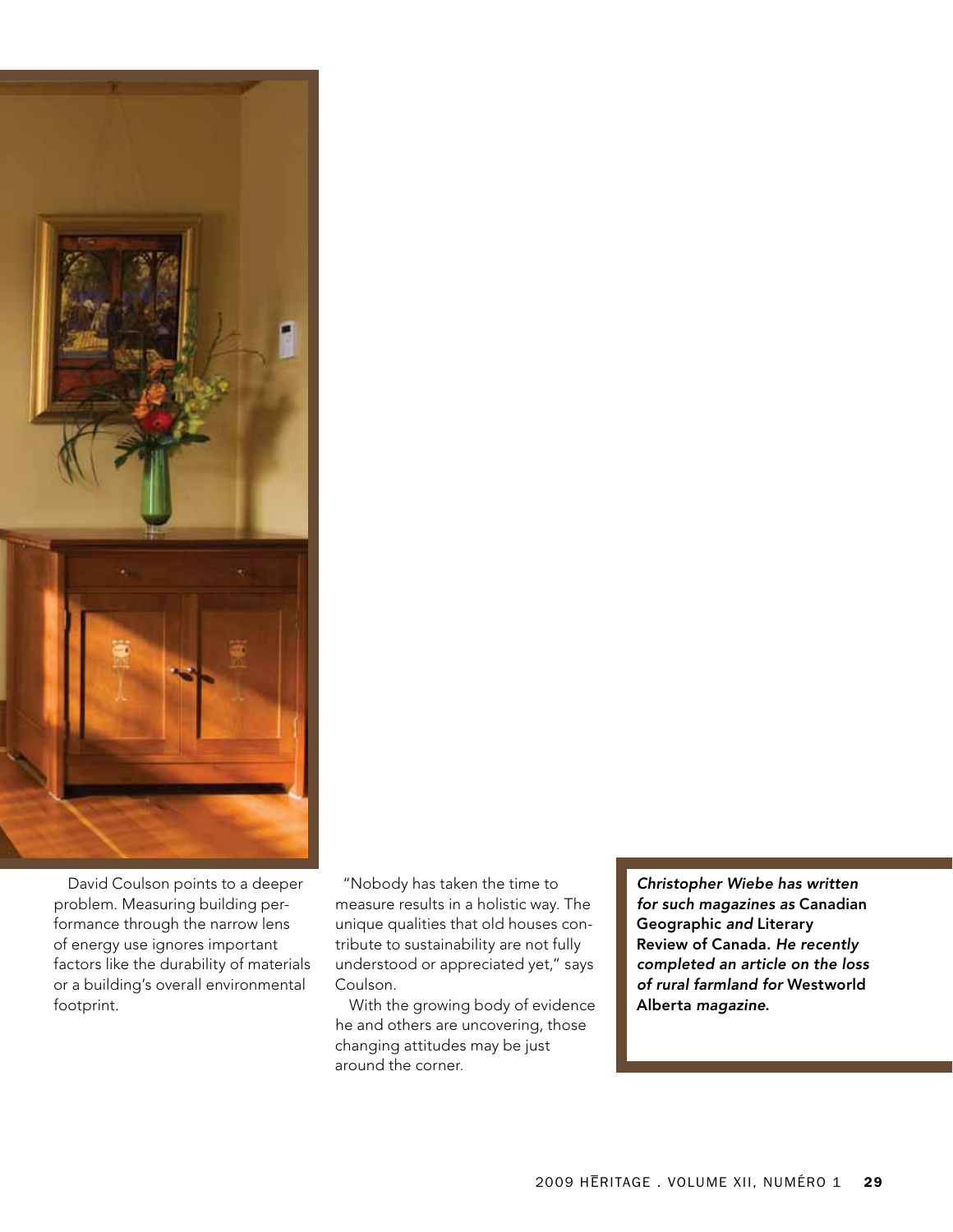David Coulson points to a deeper problem. Measuring building performance through the narrow lens of energy use ignores important factors like the durability of materials or a building's overall environmental footprint.

"Nobody has taken the time to measure results in a holistic way. The unique qualities that old houses contribute to sustainability are not fully understood or appreciated yet," says Coulson.

With the growing body of evidence he and others are uncovering, those changing attitudes may be just around the corner.

***Christopher Wiebe has written for such magazines as* Canadian Geographic *and* Literary Review of Canada. *He recently completed an article on the loss of rural farmland for* Westworld Alberta *magazine.***